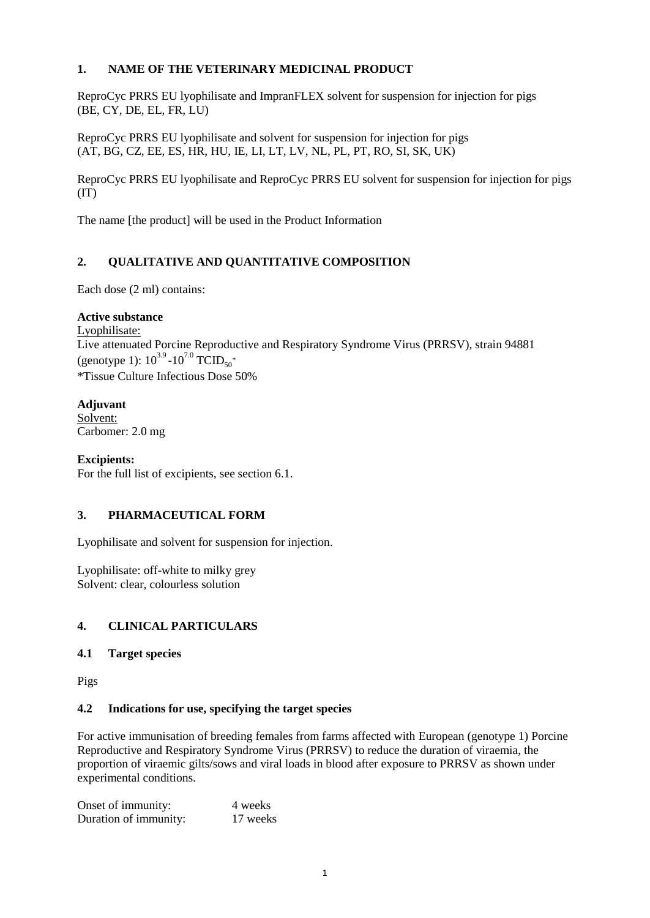## 1. NAME OF THE VETERINARY MEDICINAL PRODUCT

ReproCyc PRRS EU lyophilisate and ImpranFLEX solvent for suspension for injection for pigs (BE, CY, DE, EL, FR, LU)

ReproCyc PRRS EU lyophilisate and solvent for suspension for injection for pigs (AT, BG, CZ, EE, ES, HR, HU, IE, LI, LT, LV, NL, PL, PT, RO, SI, SK, UK)

ReproCyc PRRS EU lyophilisate and ReproCyc PRRS EU solvent for suspension for injection for pigs (IT)

The name [the product] will be used in the Product Information

## 2. QUALITATIVE AND QUANTITATIVE COMPOSITION

Each dose (2 ml) contains:

**Active substance**

Lyophilisate:

Live attenuated Porcine Reproductive and Respiratory Syndrome Virus (PRRSV), strain 94881 (genotype 1): $10^{3.9}$ -$10^{7.0}$ $TCID_{50}$*

*Tissue Culture Infectious Dose 50%

**Adjuvant**

Solvent:

Carbomer: 2.0 mg

**Excipients:**

For the full list of excipients, see section 6.1.

## 3. PHARMACEUTICAL FORM

Lyophilisate and solvent for suspension for injection.

Lyophilisate: off-white to milky grey

Solvent: clear, colourless solution

## 4. CLINICAL PARTICULARS

### 4.1 Target species

Pigs

### 4.2 Indications for use, specifying the target species

For active immunisation of breeding females from farms affected with European (genotype 1) Porcine Reproductive and Respiratory Syndrome Virus (PRRSV) to reduce the duration of viraemia, the proportion of viraemic gilts/sows and viral loads in blood after exposure to PRRSV as shown under experimental conditions.

Onset of immunity: 4 weeks

Duration of immunity: 17 weeks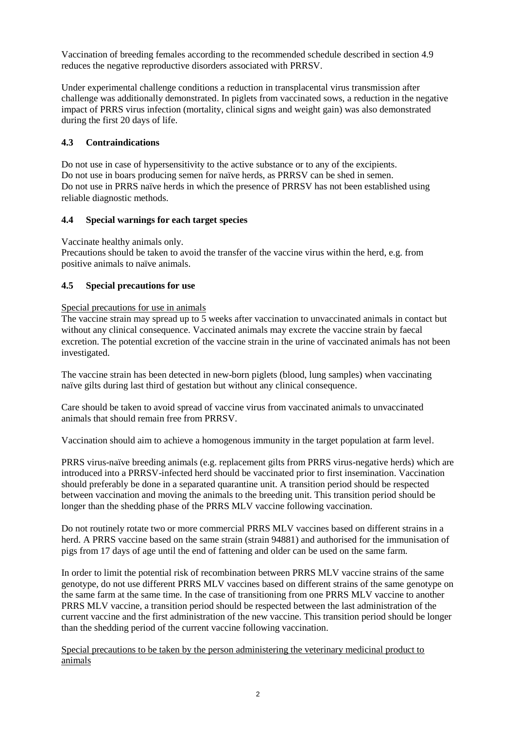Vaccination of breeding females according to the recommended schedule described in section 4.9 reduces the negative reproductive disorders associated with PRRSV.

Under experimental challenge conditions a reduction in transplacental virus transmission after challenge was additionally demonstrated. In piglets from vaccinated sows, a reduction in the negative impact of PRRS virus infection (mortality, clinical signs and weight gain) was also demonstrated during the first 20 days of life.

## 4.3 Contraindications

Do not use in case of hypersensitivity to the active substance or to any of the excipients.
Do not use in boars producing semen for naïve herds, as PRRSV can be shed in semen.
Do not use in PRRS naïve herds in which the presence of PRRSV has not been established using reliable diagnostic methods.

## 4.4 Special warnings for each target species

Vaccinate healthy animals only.
Precautions should be taken to avoid the transfer of the vaccine virus within the herd, e.g. from positive animals to naïve animals.

## 4.5 Special precautions for use

Special precautions for use in animals

The vaccine strain may spread up to 5 weeks after vaccination to unvaccinated animals in contact but without any clinical consequence. Vaccinated animals may excrete the vaccine strain by faecal excretion. The potential excretion of the vaccine strain in the urine of vaccinated animals has not been investigated.

The vaccine strain has been detected in new-born piglets (blood, lung samples) when vaccinating naïve gilts during last third of gestation but without any clinical consequence.

Care should be taken to avoid spread of vaccine virus from vaccinated animals to unvaccinated animals that should remain free from PRRSV.

Vaccination should aim to achieve a homogenous immunity in the target population at farm level.

PRRS virus-naïve breeding animals (e.g. replacement gilts from PRRS virus-negative herds) which are introduced into a PRRSV-infected herd should be vaccinated prior to first insemination. Vaccination should preferably be done in a separated quarantine unit. A transition period should be respected between vaccination and moving the animals to the breeding unit. This transition period should be longer than the shedding phase of the PRRS MLV vaccine following vaccination.

Do not routinely rotate two or more commercial PRRS MLV vaccines based on different strains in a herd. A PRRS vaccine based on the same strain (strain 94881) and authorised for the immunisation of pigs from 17 days of age until the end of fattening and older can be used on the same farm.

In order to limit the potential risk of recombination between PRRS MLV vaccine strains of the same genotype, do not use different PRRS MLV vaccines based on different strains of the same genotype on the same farm at the same time. In the case of transitioning from one PRRS MLV vaccine to another PRRS MLV vaccine, a transition period should be respected between the last administration of the current vaccine and the first administration of the new vaccine. This transition period should be longer than the shedding period of the current vaccine following vaccination.

Special precautions to be taken by the person administering the veterinary medicinal product to animals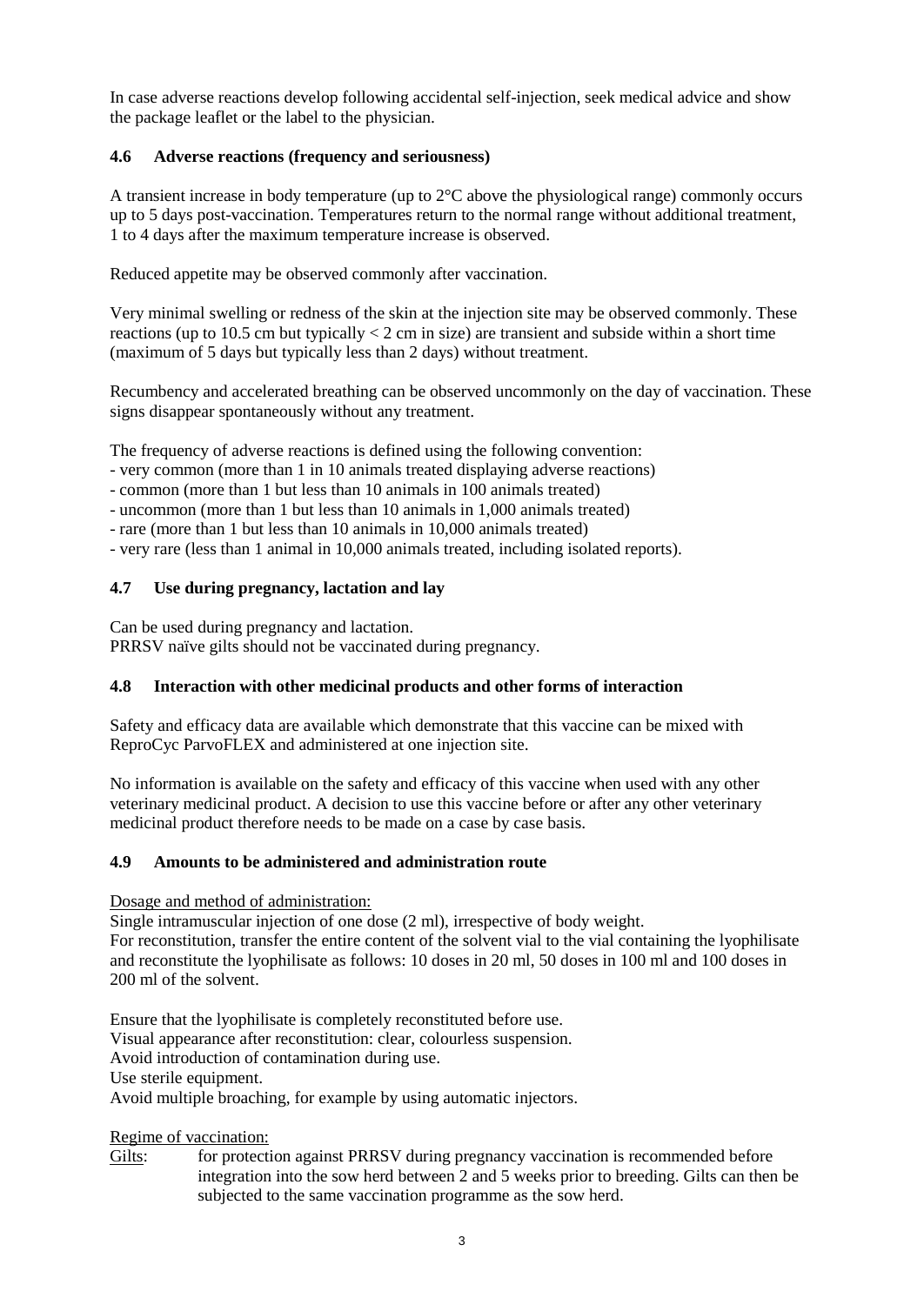In case adverse reactions develop following accidental self-injection, seek medical advice and show the package leaflet or the label to the physician.

### 4.6 Adverse reactions (frequency and seriousness)

A transient increase in body temperature (up to 2°C above the physiological range) commonly occurs up to 5 days post-vaccination. Temperatures return to the normal range without additional treatment, 1 to 4 days after the maximum temperature increase is observed.

Reduced appetite may be observed commonly after vaccination.

Very minimal swelling or redness of the skin at the injection site may be observed commonly. These reactions (up to 10.5 cm but typically < 2 cm in size) are transient and subside within a short time (maximum of 5 days but typically less than 2 days) without treatment.

Recumbency and accelerated breathing can be observed uncommonly on the day of vaccination. These signs disappear spontaneously without any treatment.

The frequency of adverse reactions is defined using the following convention:
- very common (more than 1 in 10 animals treated displaying adverse reactions)
- common (more than 1 but less than 10 animals in 100 animals treated)
- uncommon (more than 1 but less than 10 animals in 1,000 animals treated)
- rare (more than 1 but less than 10 animals in 10,000 animals treated)
- very rare (less than 1 animal in 10,000 animals treated, including isolated reports).

### 4.7 Use during pregnancy, lactation and lay

Can be used during pregnancy and lactation.
PRRSV naïve gilts should not be vaccinated during pregnancy.

### 4.8 Interaction with other medicinal products and other forms of interaction

Safety and efficacy data are available which demonstrate that this vaccine can be mixed with ReproCyc ParvoFLEX and administered at one injection site.

No information is available on the safety and efficacy of this vaccine when used with any other veterinary medicinal product. A decision to use this vaccine before or after any other veterinary medicinal product therefore needs to be made on a case by case basis.

### 4.9 Amounts to be administered and administration route

Dosage and method of administration:
Single intramuscular injection of one dose (2 ml), irrespective of body weight.
For reconstitution, transfer the entire content of the solvent vial to the vial containing the lyophilisate and reconstitute the lyophilisate as follows: 10 doses in 20 ml, 50 doses in 100 ml and 100 doses in 200 ml of the solvent.

Ensure that the lyophilisate is completely reconstituted before use.
Visual appearance after reconstitution: clear, colourless suspension.
Avoid introduction of contamination during use.
Use sterile equipment.
Avoid multiple broaching, for example by using automatic injectors.

Regime of vaccination:
Gilts: for protection against PRRSV during pregnancy vaccination is recommended before integration into the sow herd between 2 and 5 weeks prior to breeding. Gilts can then be subjected to the same vaccination programme as the sow herd.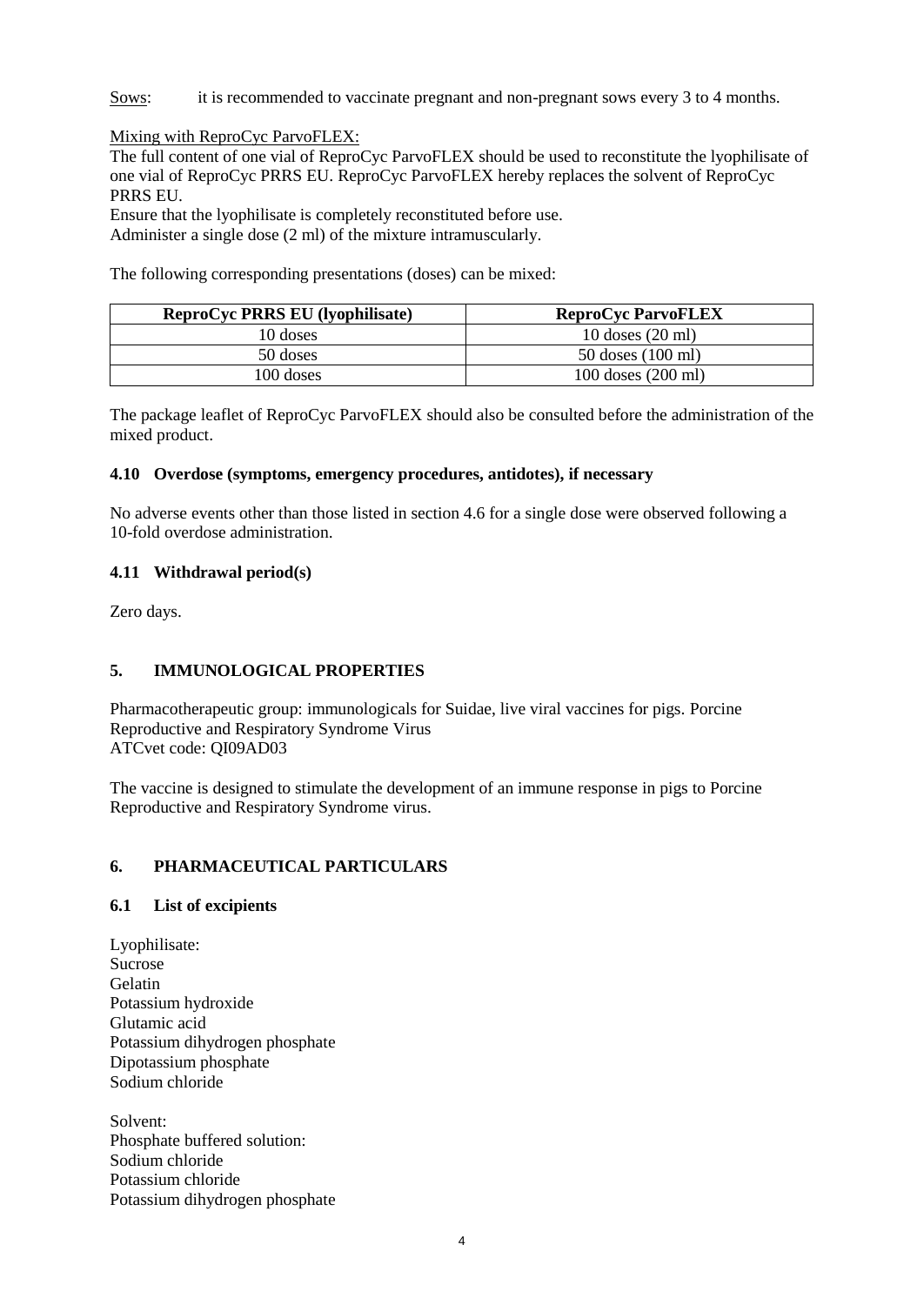Sows: it is recommended to vaccinate pregnant and non-pregnant sows every 3 to 4 months.

Mixing with ReproCyc ParvoFLEX:

The full content of one vial of ReproCyc ParvoFLEX should be used to reconstitute the lyophilisate of one vial of ReproCyc PRRS EU. ReproCyc ParvoFLEX hereby replaces the solvent of ReproCyc PRRS EU.
Ensure that the lyophilisate is completely reconstituted before use.
Administer a single dose (2 ml) of the mixture intramuscularly.

The following corresponding presentations (doses) can be mixed:

| ReproCyc PRRS EU (lyophilisate) | ReproCyc ParvoFLEX |
|---|---|
| 10 doses | 10 doses (20 ml) |
| 50 doses | 50 doses (100 ml) |
| 100 doses | 100 doses (200 ml) |

The package leaflet of ReproCyc ParvoFLEX should also be consulted before the administration of the mixed product.

### 4.10 Overdose (symptoms, emergency procedures, antidotes), if necessary

No adverse events other than those listed in section 4.6 for a single dose were observed following a 10-fold overdose administration.

### 4.11 Withdrawal period(s)

Zero days.

## 5. IMMUNOLOGICAL PROPERTIES

Pharmacotherapeutic group: immunologicals for Suidae, live viral vaccines for pigs. Porcine Reproductive and Respiratory Syndrome Virus
ATCvet code: QI09AD03

The vaccine is designed to stimulate the development of an immune response in pigs to Porcine Reproductive and Respiratory Syndrome virus.

## 6. PHARMACEUTICAL PARTICULARS

### 6.1 List of excipients

Lyophilisate:
Sucrose
Gelatin
Potassium hydroxide
Glutamic acid
Potassium dihydrogen phosphate
Dipotassium phosphate
Sodium chloride

Solvent:
Phosphate buffered solution:
Sodium chloride
Potassium chloride
Potassium dihydrogen phosphate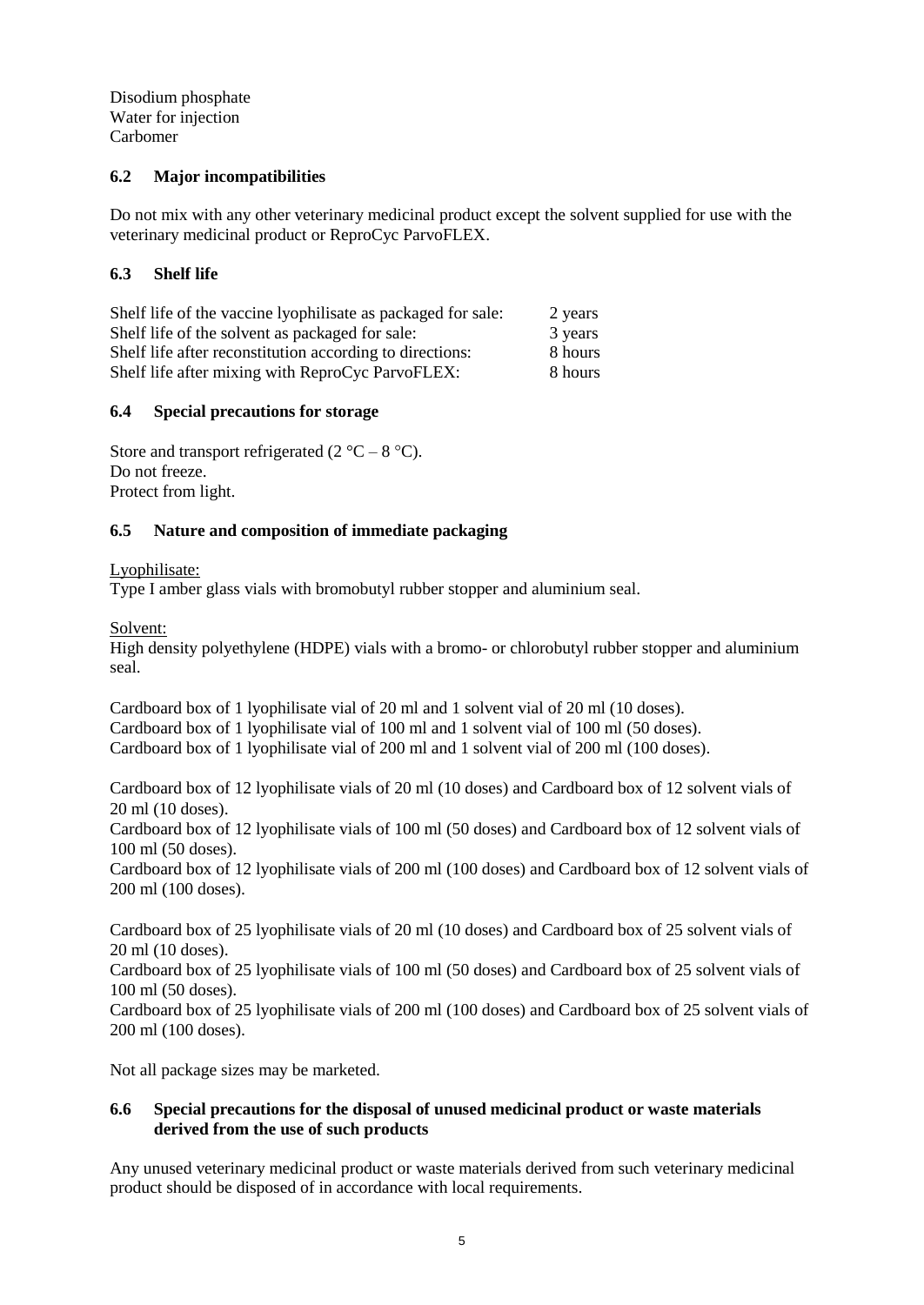Disodium phosphate
Water for injection
Carbomer

### 6.2 Major incompatibilities

Do not mix with any other veterinary medicinal product except the solvent supplied for use with the veterinary medicinal product or ReproCyc ParvoFLEX.

### 6.3 Shelf life

| | |
|---|---|
| Shelf life of the vaccine lyophilisate as packaged for sale: | 2 years |
| Shelf life of the solvent as packaged for sale: | 3 years |
| Shelf life after reconstitution according to directions: | 8 hours |
| Shelf life after mixing with ReproCyc ParvoFLEX: | 8 hours |

### 6.4 Special precautions for storage

Store and transport refrigerated (2 °C – 8 °C).
Do not freeze.
Protect from light.

### 6.5 Nature and composition of immediate packaging

Lyophilisate:
Type I amber glass vials with bromobutyl rubber stopper and aluminium seal.

Solvent:
High density polyethylene (HDPE) vials with a bromo- or chlorobutyl rubber stopper and aluminium seal.

Cardboard box of 1 lyophilisate vial of 20 ml and 1 solvent vial of 20 ml (10 doses).
Cardboard box of 1 lyophilisate vial of 100 ml and 1 solvent vial of 100 ml (50 doses).
Cardboard box of 1 lyophilisate vial of 200 ml and 1 solvent vial of 200 ml (100 doses).

Cardboard box of 12 lyophilisate vials of 20 ml (10 doses) and Cardboard box of 12 solvent vials of 20 ml (10 doses).
Cardboard box of 12 lyophilisate vials of 100 ml (50 doses) and Cardboard box of 12 solvent vials of 100 ml (50 doses).
Cardboard box of 12 lyophilisate vials of 200 ml (100 doses) and Cardboard box of 12 solvent vials of 200 ml (100 doses).

Cardboard box of 25 lyophilisate vials of 20 ml (10 doses) and Cardboard box of 25 solvent vials of 20 ml (10 doses).
Cardboard box of 25 lyophilisate vials of 100 ml (50 doses) and Cardboard box of 25 solvent vials of 100 ml (50 doses).
Cardboard box of 25 lyophilisate vials of 200 ml (100 doses) and Cardboard box of 25 solvent vials of 200 ml (100 doses).

Not all package sizes may be marketed.

### 6.6 Special precautions for the disposal of unused medicinal product or waste materials derived from the use of such products

Any unused veterinary medicinal product or waste materials derived from such veterinary medicinal product should be disposed of in accordance with local requirements.